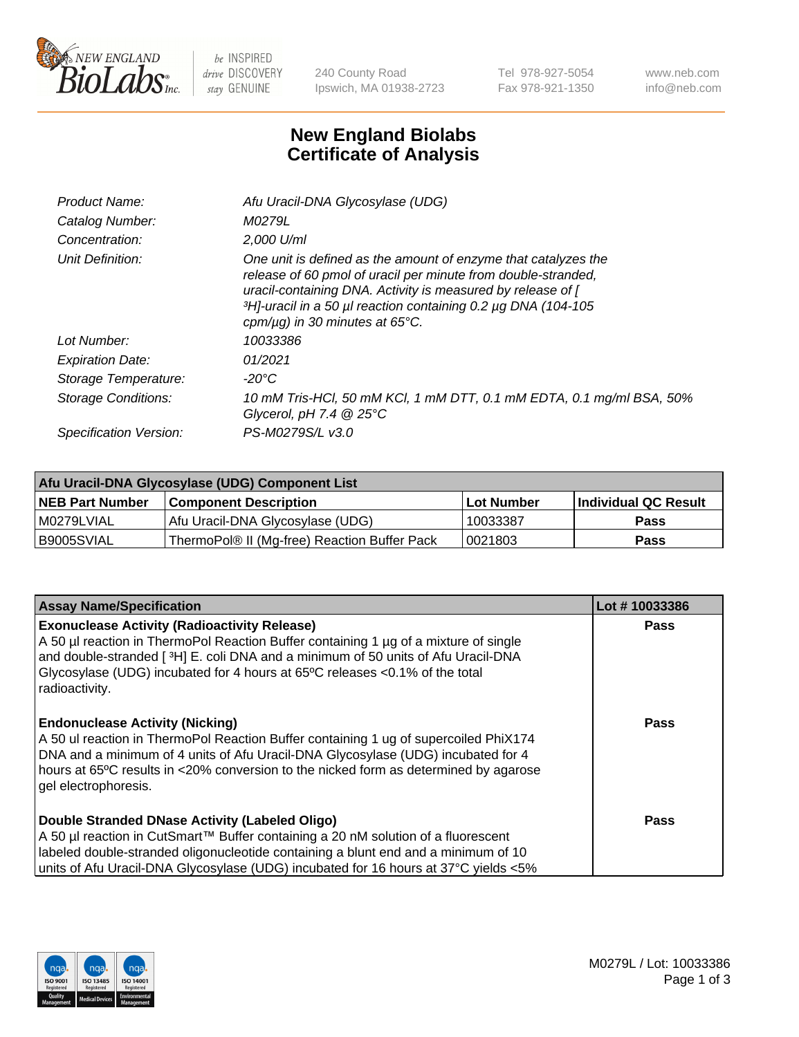# New England Biolabs Certificate of Analysis

| | |
|---|---|
| Product Name: | *Afu Uracil-DNA Glycosylase (UDG)* |
| Catalog Number: | *M0279L* |
| Concentration: | *2,000 U/ml* |
| Unit Definition: | *One unit is defined as the amount of enzyme that catalyzes the release of 60 pmol of uracil per minute from double-stranded, uracil-containing DNA. Activity is measured by release of [ $^{3}$H]-uracil in a 50 µl reaction containing 0.2 µg DNA (104-105 cpm/µg) in 30 minutes at 65°C.* |
| Lot Number: | *10033386* |
| Expiration Date: | *01/2021* |
| Storage Temperature: | *-20°C* |
| Storage Conditions: | *10 mM Tris-HCl, 50 mM KCl, 1 mM DTT, 0.1 mM EDTA, 0.1 mg/ml BSA, 50% Glycerol, pH 7.4 @ 25°C* |
| Specification Version: | *PS-M0279S/L v3.0* |

| Afu Uracil-DNA Glycosylase (UDG) Component List | | | |
|---|---|---|---|
| **NEB Part Number** | **Component Description** | **Lot Number** | **Individual QC Result** |
| M0279LVIAL | Afu Uracil-DNA Glycosylase (UDG) | 10033387 | **Pass** |
| B9005SVIAL | ThermoPol® II (Mg-free) Reaction Buffer Pack | 0021803 | **Pass** |

| Assay Name/Specification | Lot # 10033386 |
|---|---|
| **Exonuclease Activity (Radioactivity Release)**<br>A 50 µl reaction in ThermoPol Reaction Buffer containing 1 µg of a mixture of single and double-stranded [ $^{3}$H] E. coli DNA and a minimum of 50 units of Afu Uracil-DNA Glycosylase (UDG) incubated for 4 hours at 65ºC releases <0.1% of the total radioactivity. | **Pass** |
| **Endonuclease Activity (Nicking)**<br>A 50 ul reaction in ThermoPol Reaction Buffer containing 1 ug of supercoiled PhiX174 DNA and a minimum of 4 units of Afu Uracil-DNA Glycosylase (UDG) incubated for 4 hours at 65ºC results in <20% conversion to the nicked form as determined by agarose gel electrophoresis. | **Pass** |
| **Double Stranded DNase Activity (Labeled Oligo)**<br>A 50 µl reaction in CutSmart™ Buffer containing a 20 nM solution of a fluorescent labeled double-stranded oligonucleotide containing a blunt end and a minimum of 10 units of Afu Uracil-DNA Glycosylase (UDG) incubated for 16 hours at 37°C yields <5% | **Pass** |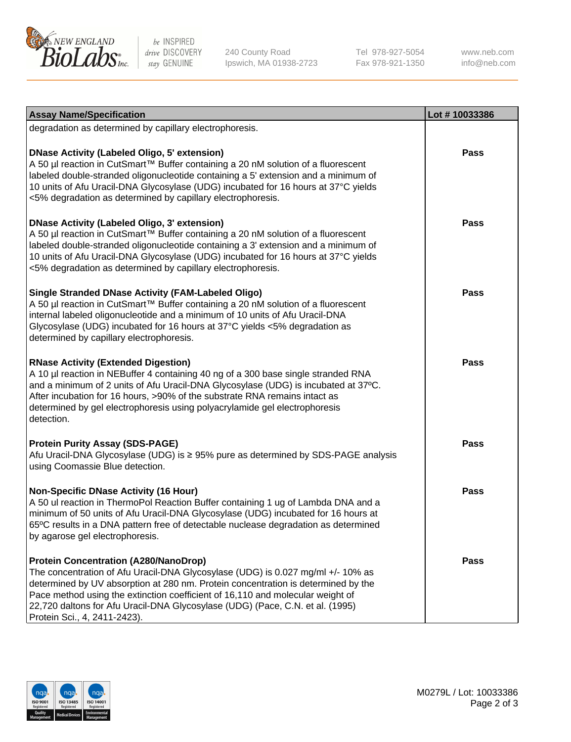| Assay Name/Specification | Lot # 10033386 |
| --- | --- |
| degradation as determined by capillary electrophoresis. | |
| **DNase Activity (Labeled Oligo, 5' extension)**<br>A 50 µl reaction in CutSmart™ Buffer containing a 20 nM solution of a fluorescent labeled double-stranded oligonucleotide containing a 5' extension and a minimum of 10 units of Afu Uracil-DNA Glycosylase (UDG) incubated for 16 hours at 37°C yields <5% degradation as determined by capillary electrophoresis. | **Pass** |
| **DNase Activity (Labeled Oligo, 3' extension)**<br>A 50 µl reaction in CutSmart™ Buffer containing a 20 nM solution of a fluorescent labeled double-stranded oligonucleotide containing a 3' extension and a minimum of 10 units of Afu Uracil-DNA Glycosylase (UDG) incubated for 16 hours at 37°C yields <5% degradation as determined by capillary electrophoresis. | **Pass** |
| **Single Stranded DNase Activity (FAM-Labeled Oligo)**<br>A 50 µl reaction in CutSmart™ Buffer containing a 20 nM solution of a fluorescent internal labeled oligonucleotide and a minimum of 10 units of Afu Uracil-DNA Glycosylase (UDG) incubated for 16 hours at 37°C yields <5% degradation as determined by capillary electrophoresis. | **Pass** |
| **RNase Activity (Extended Digestion)**<br>A 10 µl reaction in NEBuffer 4 containing 40 ng of a 300 base single stranded RNA and a minimum of 2 units of Afu Uracil-DNA Glycosylase (UDG) is incubated at 37ºC. After incubation for 16 hours, >90% of the substrate RNA remains intact as determined by gel electrophoresis using polyacrylamide gel electrophoresis detection. | **Pass** |
| **Protein Purity Assay (SDS-PAGE)**<br>Afu Uracil-DNA Glycosylase (UDG) is ≥ 95% pure as determined by SDS-PAGE analysis using Coomassie Blue detection. | **Pass** |
| **Non-Specific DNase Activity (16 Hour)**<br>A 50 ul reaction in ThermoPol Reaction Buffer containing 1 ug of Lambda DNA and a minimum of 50 units of Afu Uracil-DNA Glycosylase (UDG) incubated for 16 hours at 65ºC results in a DNA pattern free of detectable nuclease degradation as determined by agarose gel electrophoresis. | **Pass** |
| **Protein Concentration (A280/NanoDrop)**<br>The concentration of Afu Uracil-DNA Glycosylase (UDG) is 0.027 mg/ml +/- 10% as determined by UV absorption at 280 nm. Protein concentration is determined by the Pace method using the extinction coefficient of 16,110 and molecular weight of 22,720 daltons for Afu Uracil-DNA Glycosylase (UDG) (Pace, C.N. et al. (1995) Protein Sci., 4, 2411-2423). | **Pass** |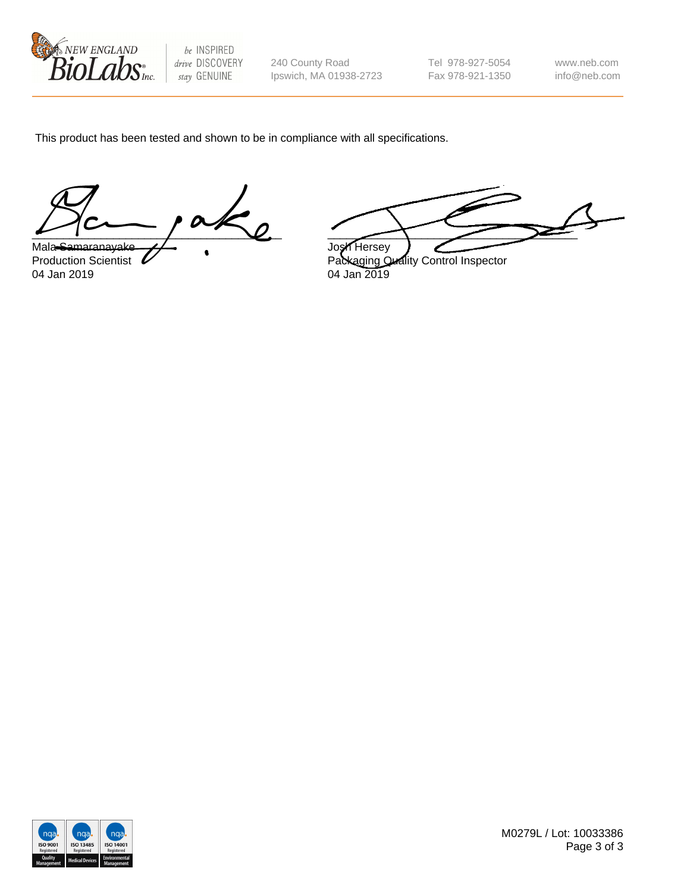This product has been tested and shown to be in compliance with all specifications.

Mala Samaranayake
Production Scientist
04 Jan 2019

Josh Hersey
Packaging Quality Control Inspector
04 Jan 2019

M0279L / Lot: 10033386